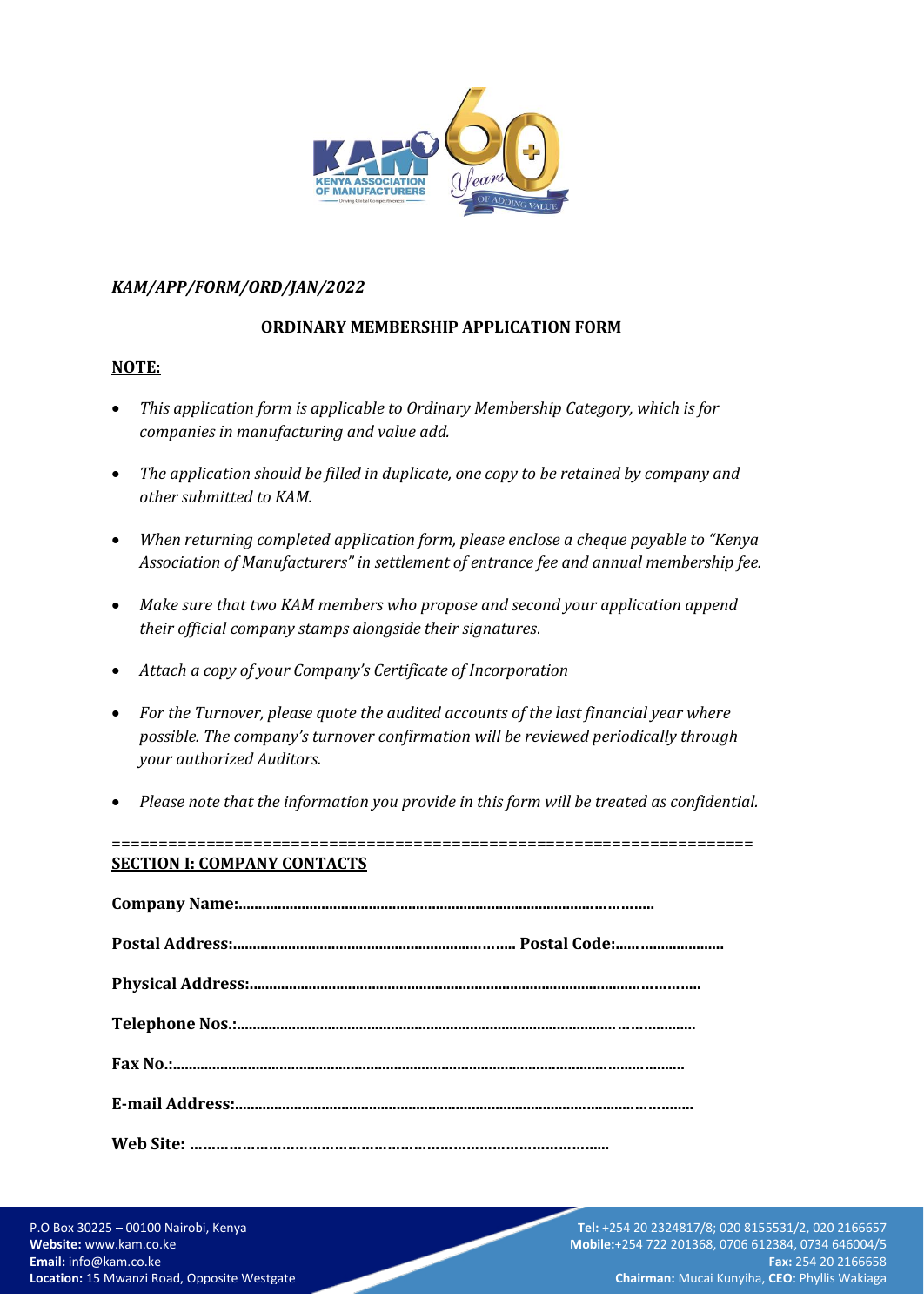*KAM/APP/FORM/ORD/JAN/2022*

**ORDINARY MEMBERSHIP APPLICATION FORM**

**NOTE:**

- *This application form is applicable to Ordinary Membership Category, which is for companies in manufacturing and value add.*
- *The application should be filled in duplicate, one copy to be retained by company and other submitted to KAM.*
- *When returning completed application form, please enclose a cheque payable to "Kenya Association of Manufacturers" in settlement of entrance fee and annual membership fee.*
- *Make sure that two KAM members who propose and second your application append their official company stamps alongside their signatures.*
- *Attach a copy of your Company's Certificate of Incorporation*
- *For the Turnover, please quote the audited accounts of the last financial year where possible. The company's turnover confirmation will be reviewed periodically through your authorized Auditors.*
- *Please note that the information you provide in this form will be treated as confidential.*

==================================================================

## SECTION I: COMPANY CONTACTS

**Company Name:**.......................................................................................................

**Postal Address:**...................................................................... **Postal Code:**..........................

**Physical Address:**...............................................................................................................

**Telephone Nos.:**...............................................................................................................

**Fax No.:**...............................................................................................................................

**E-mail Address:**...............................................................................................................

**Web Site:** ........................................................................................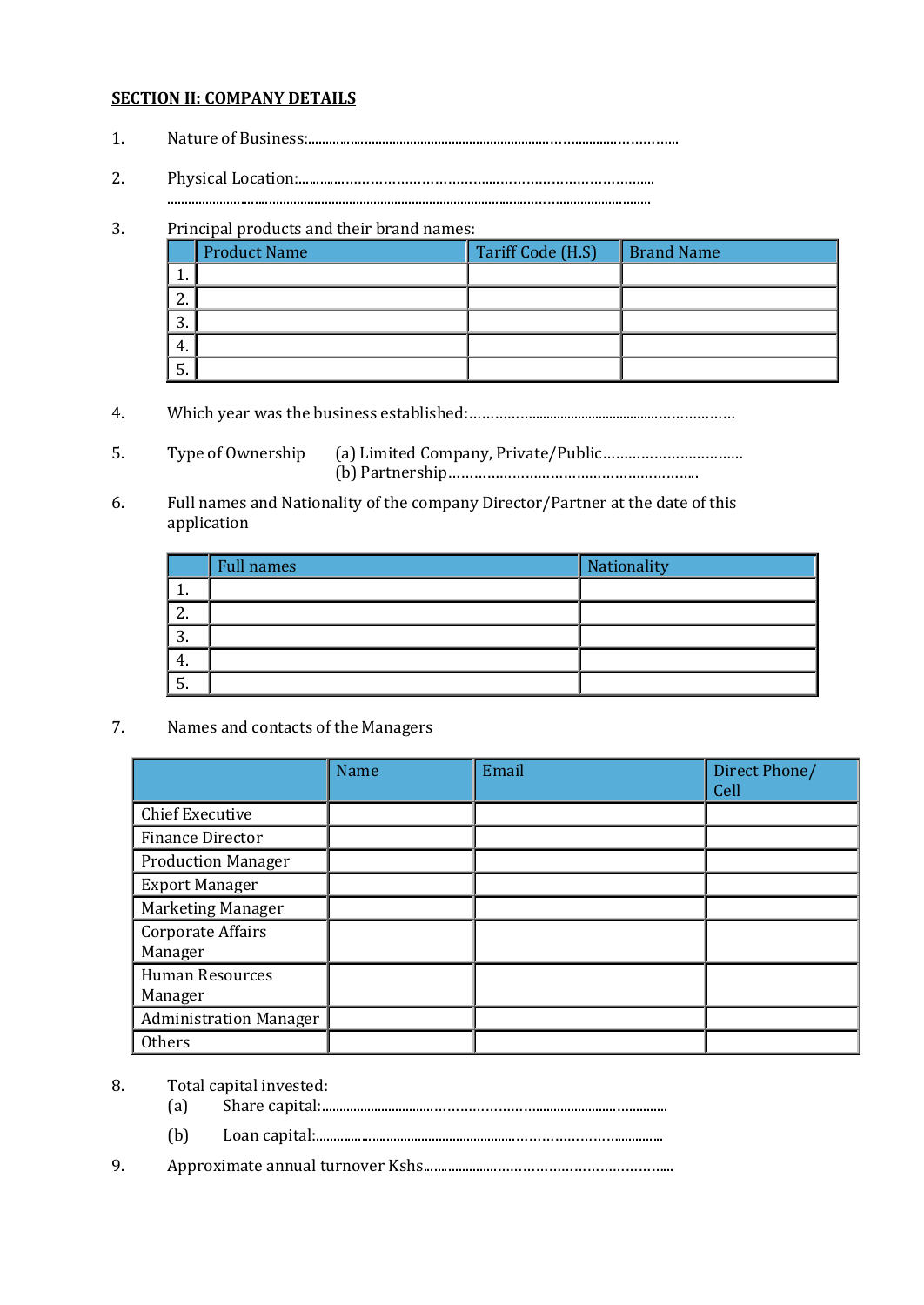**SECTION II: COMPANY DETAILS**

1. Nature of Business:.................................................................................................

2. Physical Location:..............................................................................................
   ..................................................................................................................................

3. Principal products and their brand names:

| | Product Name | Tariff Code (H.S) | Brand Name |
|---|---|---|---|
| 1. | | | |
| 2. | | | |
| 3. | | | |
| 4. | | | |
| 5. | | | |

4. Which year was the business established:..........................................................................

5. Type of Ownership (a) Limited Company, Private/Public..................................
   (b) Partnership.........................................................

6. Full names and Nationality of the company Director/Partner at the date of this application

| | Full names | Nationality |
|---|---|---|
| 1. | | |
| 2. | | |
| 3. | | |
| 4. | | |
| 5. | | |

7. Names and contacts of the Managers

| | Name | Email | Direct Phone/ Cell |
|---|---|---|---|
| Chief Executive | | | |
| Finance Director | | | |
| Production Manager | | | |
| Export Manager | | | |
| Marketing Manager | | | |
| Corporate Affairs Manager | | | |
| Human Resources Manager | | | |
| Administration Manager | | | |
| Others | | | |

8. Total capital invested:
   (a) Share capital:..............................................................................................
   (b) Loan capital:...............................................................................................

9. Approximate annual turnover Kshs................................................................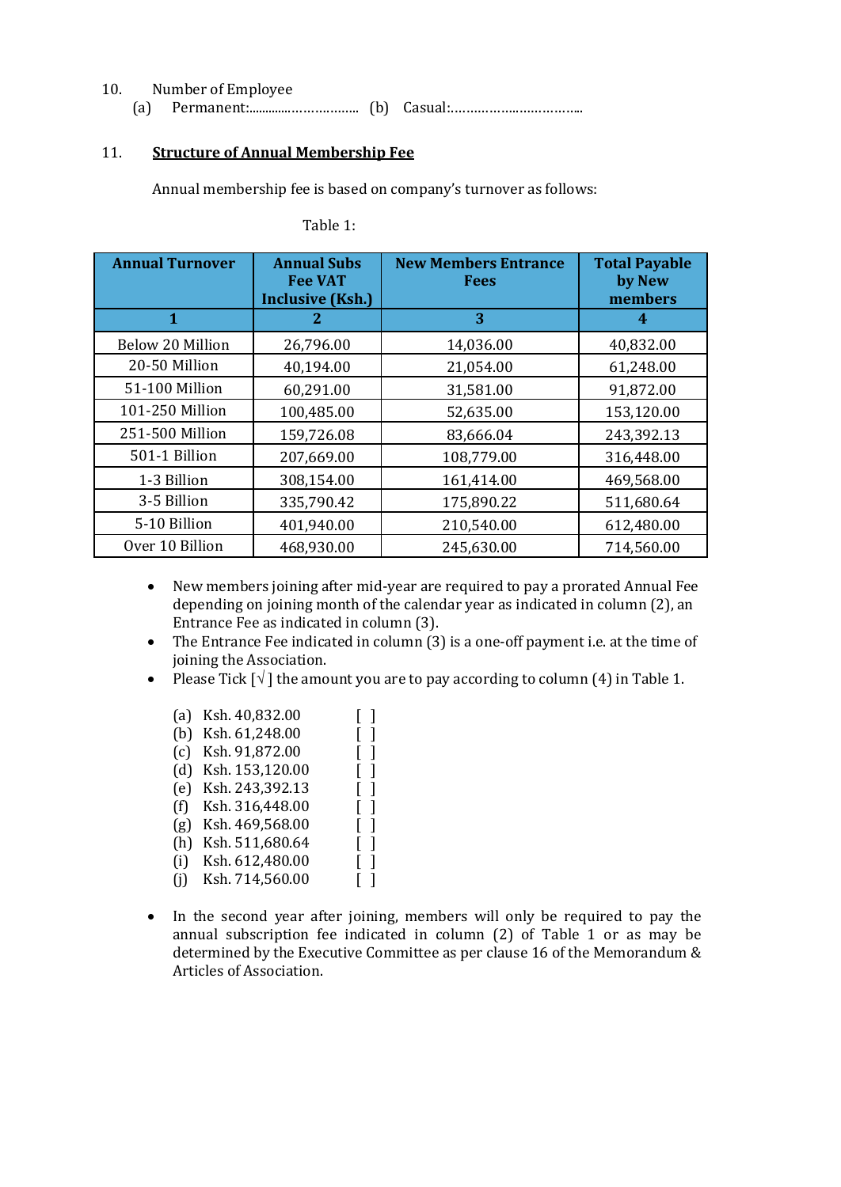10. Number of Employee
    (a) Permanent:.............................. (b) Casual:……………………………..

11. **Structure of Annual Membership Fee**

Annual membership fee is based on company's turnover as follows:

Table 1:

| Annual Turnover | Annual Subs Fee VAT Inclusive (Ksh.) | New Members Entrance Fees | Total Payable by New members |
|---|---|---|---|
| **1** | **2** | **3** | **4** |
| Below 20 Million | 26,796.00 | 14,036.00 | 40,832.00 |
| 20-50 Million | 40,194.00 | 21,054.00 | 61,248.00 |
| 51-100 Million | 60,291.00 | 31,581.00 | 91,872.00 |
| 101-250 Million | 100,485.00 | 52,635.00 | 153,120.00 |
| 251-500 Million | 159,726.08 | 83,666.04 | 243,392.13 |
| 501-1 Billion | 207,669.00 | 108,779.00 | 316,448.00 |
| 1-3 Billion | 308,154.00 | 161,414.00 | 469,568.00 |
| 3-5 Billion | 335,790.42 | 175,890.22 | 511,680.64 |
| 5-10 Billion | 401,940.00 | 210,540.00 | 612,480.00 |
| Over 10 Billion | 468,930.00 | 245,630.00 | 714,560.00 |

- New members joining after mid-year are required to pay a prorated Annual Fee depending on joining month of the calendar year as indicated in column (2), an Entrance Fee as indicated in column (3).
- The Entrance Fee indicated in column (3) is a one-off payment i.e. at the time of joining the Association.
- Please Tick [√] the amount you are to pay according to column (4) in Table 1.

  (a) Ksh. 40,832.00 [ ]
  (b) Ksh. 61,248.00 [ ]
  (c) Ksh. 91,872.00 [ ]
  (d) Ksh. 153,120.00 [ ]
  (e) Ksh. 243,392.13 [ ]
  (f) Ksh. 316,448.00 [ ]
  (g) Ksh. 469,568.00 [ ]
  (h) Ksh. 511,680.64 [ ]
  (i) Ksh. 612,480.00 [ ]
  (j) Ksh. 714,560.00 [ ]

- In the second year after joining, members will only be required to pay the annual subscription fee indicated in column (2) of Table 1 or as may be determined by the Executive Committee as per clause 16 of the Memorandum & Articles of Association.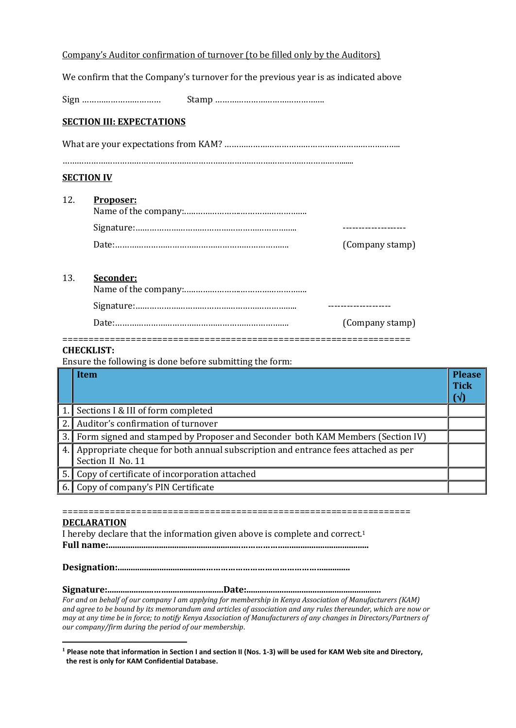Company's Auditor confirmation of turnover (to be filled only by the Auditors)

We confirm that the Company's turnover for the previous year is as indicated above

Sign …………………………… Stamp ………………………………………..

**SECTION III: EXPECTATIONS**

What are your expectations from KAM? ……………………………………………………………….

………………………………………………………………………………………………………

**SECTION IV**

12. **Proposer:**
    Name of the company:………………………………………………
    Signature:……………………………………………………………  --------------------
    Date:…………………………………………………………………  (Company stamp)

13. **Seconder:**
    Name of the company:………………………………………………
    Signature:……………………………………………………………  --------------------
    Date:…………………………………………………………………  (Company stamp)

=================================================================

**CHECKLIST:**
Ensure the following is done before submitting the form:

| | Item | Please Tick (√) |
|---|---|---|
| 1. | Sections I & III of form completed | |
| 2. | Auditor's confirmation of turnover | |
| 3. | Form signed and stamped by Proposer and Seconder both KAM Members (Section IV) | |
| 4. | Appropriate cheque for both annual subscription and entrance fees attached as per Section II No. 11 | |
| 5. | Copy of certificate of incorporation attached | |
| 6. | Copy of company's PIN Certificate | |

=================================================================

**DECLARATION**
I hereby declare that the information given above is complete and correct.[1]
**Full name:**……………………………………………………………………………………

**Designation:**……………………………………………………………………………

**Signature:**……………………………………………**Date:**……………………………………………………
*For and on behalf of our company I am applying for membership in Kenya Association of Manufacturers (KAM) and agree to be bound by its memorandum and articles of association and any rules thereunder, which are now or may at any time be in force; to notify Kenya Association of Manufacturers of any changes in Directors/Partners of our company/firm during the period of our membership.*

---

[1] **Please note that information in Section I and section II (Nos. 1-3) will be used for KAM Web site and Directory, the rest is only for KAM Confidential Database.**